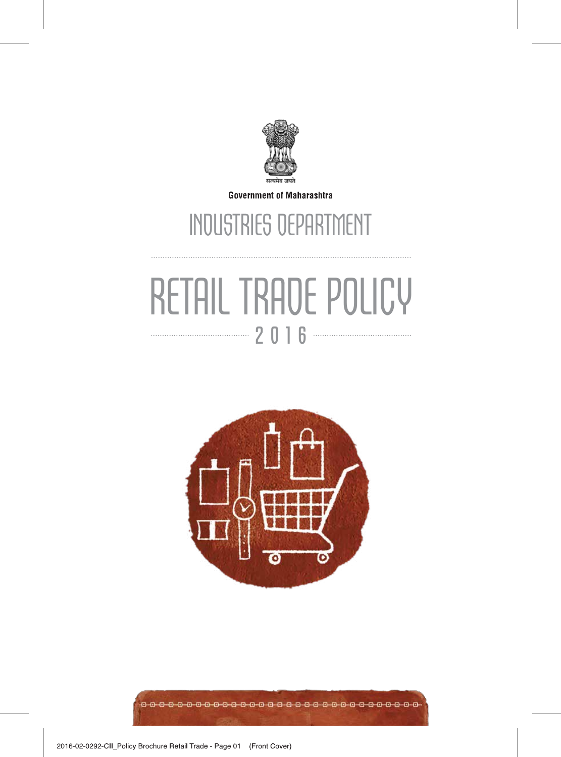सत्यमेव जयते

**Government of Maharashtra**

# INDUSTRIES DEPARTMENT

# RETAIL TRADE POLICY

## 2016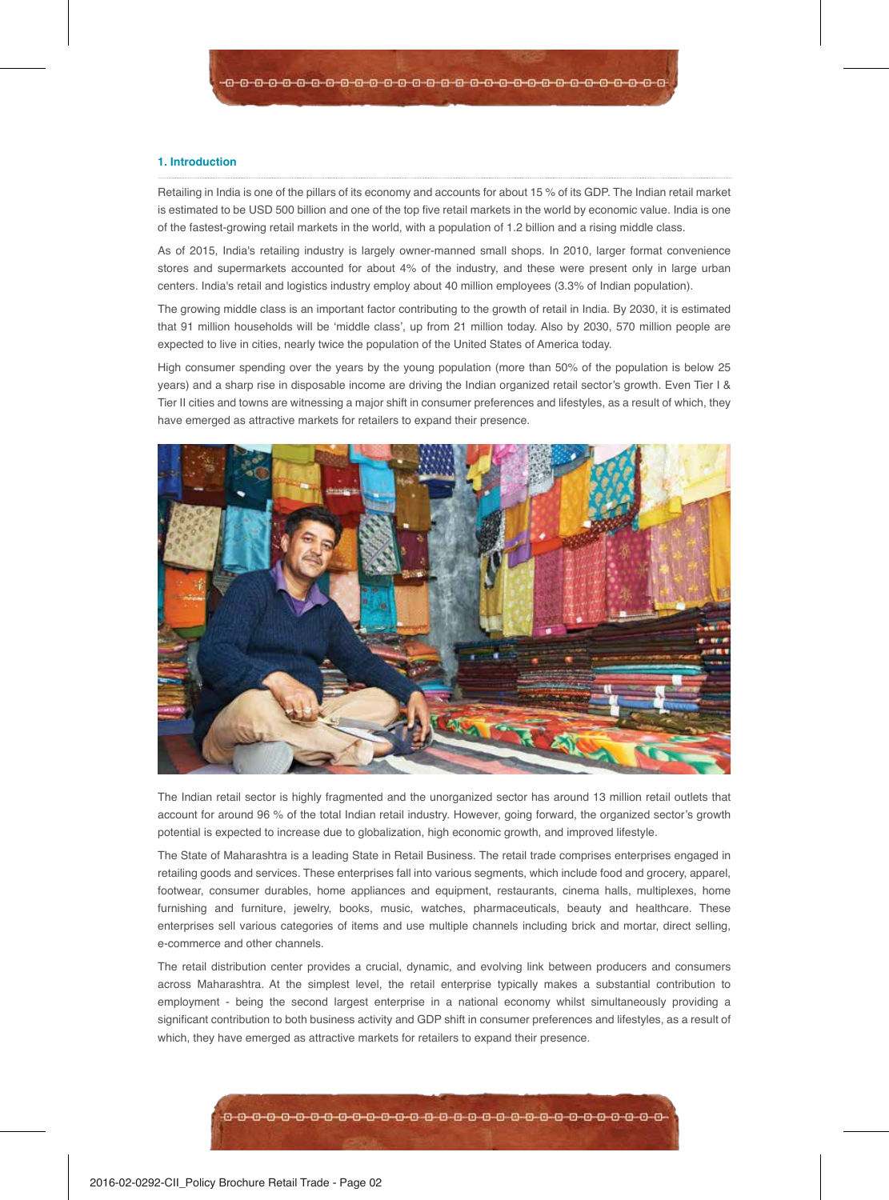## 1. Introduction

Retailing in India is one of the pillars of its economy and accounts for about 15 % of its GDP. The Indian retail market is estimated to be USD 500 billion and one of the top five retail markets in the world by economic value. India is one of the fastest-growing retail markets in the world, with a population of 1.2 billion and a rising middle class.

As of 2015, India's retailing industry is largely owner-manned small shops. In 2010, larger format convenience stores and supermarkets accounted for about 4% of the industry, and these were present only in large urban centers. India's retail and logistics industry employ about 40 million employees (3.3% of Indian population).

The growing middle class is an important factor contributing to the growth of retail in India. By 2030, it is estimated that 91 million households will be 'middle class', up from 21 million today. Also by 2030, 570 million people are expected to live in cities, nearly twice the population of the United States of America today.

High consumer spending over the years by the young population (more than 50% of the population is below 25 years) and a sharp rise in disposable income are driving the Indian organized retail sector's growth. Even Tier I & Tier II cities and towns are witnessing a major shift in consumer preferences and lifestyles, as a result of which, they have emerged as attractive markets for retailers to expand their presence.

The Indian retail sector is highly fragmented and the unorganized sector has around 13 million retail outlets that account for around 96 % of the total Indian retail industry. However, going forward, the organized sector's growth potential is expected to increase due to globalization, high economic growth, and improved lifestyle.

The State of Maharashtra is a leading State in Retail Business. The retail trade comprises enterprises engaged in retailing goods and services. These enterprises fall into various segments, which include food and grocery, apparel, footwear, consumer durables, home appliances and equipment, restaurants, cinema halls, multiplexes, home furnishing and furniture, jewelry, books, music, watches, pharmaceuticals, beauty and healthcare. These enterprises sell various categories of items and use multiple channels including brick and mortar, direct selling, e-commerce and other channels.

The retail distribution center provides a crucial, dynamic, and evolving link between producers and consumers across Maharashtra. At the simplest level, the retail enterprise typically makes a substantial contribution to employment - being the second largest enterprise in a national economy whilst simultaneously providing a significant contribution to both business activity and GDP shift in consumer preferences and lifestyles, as a result of which, they have emerged as attractive markets for retailers to expand their presence.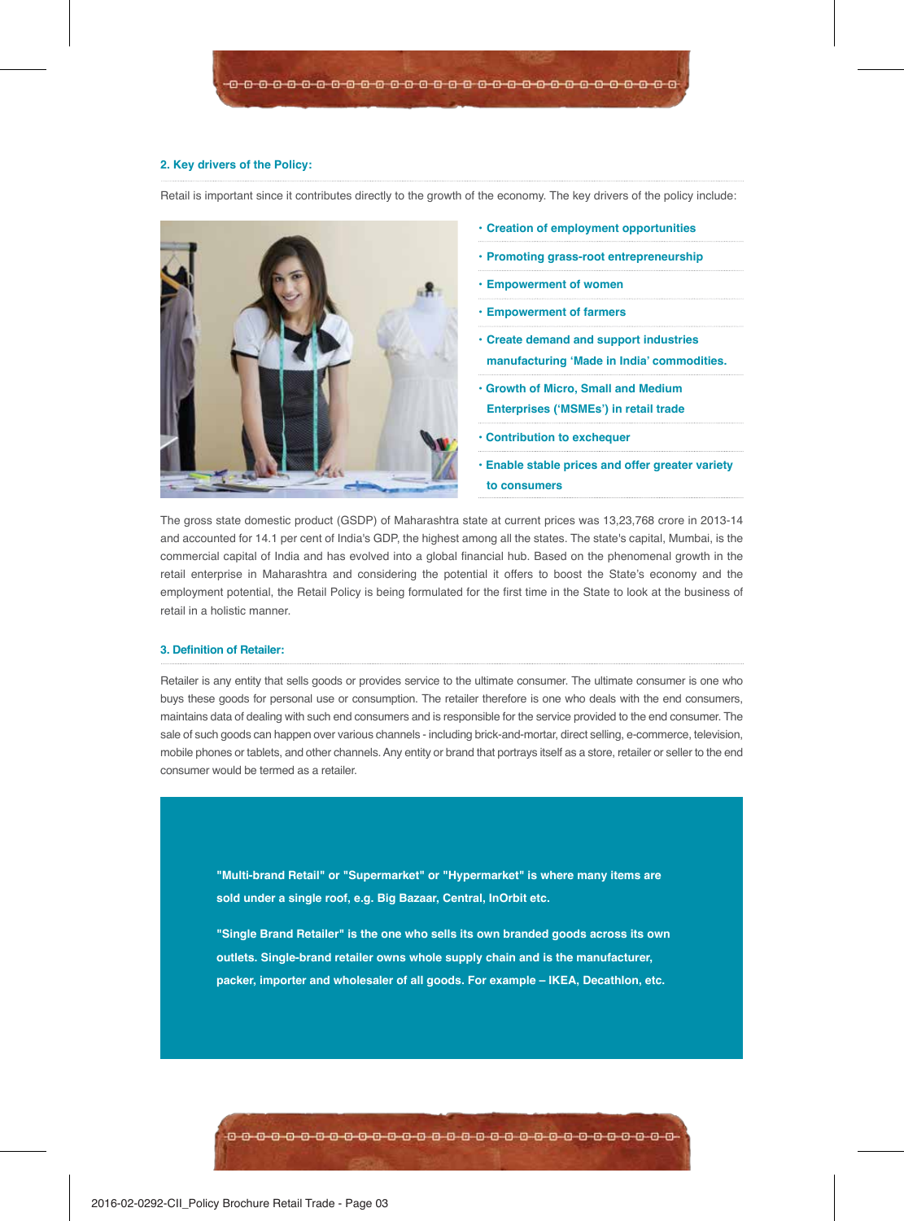### 2. Key drivers of the Policy:

Retail is important since it contributes directly to the growth of the economy. The key drivers of the policy include:

- **Creation of employment opportunities**
- **Promoting grass-root entrepreneurship**
- **Empowerment of women**
- **Empowerment of farmers**
- **Create demand and support industries manufacturing 'Made in India' commodities.**
- **Growth of Micro, Small and Medium Enterprises ('MSMEs') in retail trade**
- **Contribution to exchequer**
- **Enable stable prices and offer greater variety to consumers**

The gross state domestic product (GSDP) of Maharashtra state at current prices was 13,23,768 crore in 2013-14 and accounted for 14.1 per cent of India's GDP, the highest among all the states. The state's capital, Mumbai, is the commercial capital of India and has evolved into a global financial hub. Based on the phenomenal growth in the retail enterprise in Maharashtra and considering the potential it offers to boost the State's economy and the employment potential, the Retail Policy is being formulated for the first time in the State to look at the business of retail in a holistic manner.

### 3. Definition of Retailer:

Retailer is any entity that sells goods or provides service to the ultimate consumer. The ultimate consumer is one who buys these goods for personal use or consumption. The retailer therefore is one who deals with the end consumers, maintains data of dealing with such end consumers and is responsible for the service provided to the end consumer. The sale of such goods can happen over various channels - including brick-and-mortar, direct selling, e-commerce, television, mobile phones or tablets, and other channels. Any entity or brand that portrays itself as a store, retailer or seller to the end consumer would be termed as a retailer.

**"Multi-brand Retail" or "Supermarket" or "Hypermarket" is where many items are sold under a single roof, e.g. Big Bazaar, Central, InOrbit etc.**

**"Single Brand Retailer" is the one who sells its own branded goods across its own outlets. Single-brand retailer owns whole supply chain and is the manufacturer, packer, importer and wholesaler of all goods. For example – IKEA, Decathlon, etc.**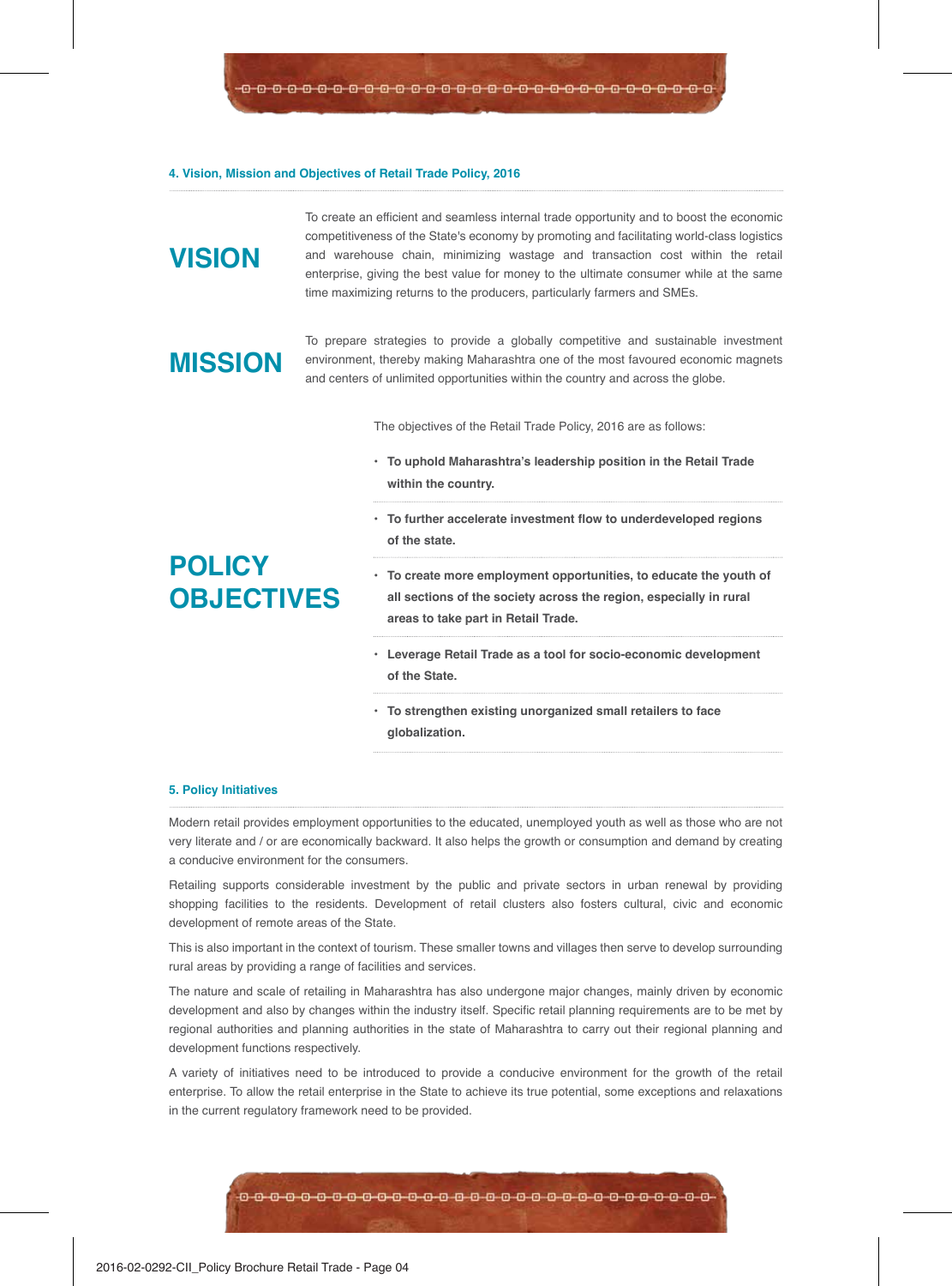#### 4. Vision, Mission and Objectives of Retail Trade Policy, 2016

## VISION

To create an efficient and seamless internal trade opportunity and to boost the economic competitiveness of the State's economy by promoting and facilitating world-class logistics and warehouse chain, minimizing wastage and transaction cost within the retail enterprise, giving the best value for money to the ultimate consumer while at the same time maximizing returns to the producers, particularly farmers and SMEs.

## MISSION

To prepare strategies to provide a globally competitive and sustainable investment environment, thereby making Maharashtra one of the most favoured economic magnets and centers of unlimited opportunities within the country and across the globe.

## POLICY OBJECTIVES

The objectives of the Retail Trade Policy, 2016 are as follows:

- **To uphold Maharashtra's leadership position in the Retail Trade within the country.**
- **To further accelerate investment flow to underdeveloped regions of the state.**
- **To create more employment opportunities, to educate the youth of all sections of the society across the region, especially in rural areas to take part in Retail Trade.**
- **Leverage Retail Trade as a tool for socio-economic development of the State.**
- **To strengthen existing unorganized small retailers to face globalization.**

#### 5. Policy Initiatives

Modern retail provides employment opportunities to the educated, unemployed youth as well as those who are not very literate and / or are economically backward. It also helps the growth or consumption and demand by creating a conducive environment for the consumers.

Retailing supports considerable investment by the public and private sectors in urban renewal by providing shopping facilities to the residents. Development of retail clusters also fosters cultural, civic and economic development of remote areas of the State.

This is also important in the context of tourism. These smaller towns and villages then serve to develop surrounding rural areas by providing a range of facilities and services.

The nature and scale of retailing in Maharashtra has also undergone major changes, mainly driven by economic development and also by changes within the industry itself. Specific retail planning requirements are to be met by regional authorities and planning authorities in the state of Maharashtra to carry out their regional planning and development functions respectively.

A variety of initiatives need to be introduced to provide a conducive environment for the growth of the retail enterprise. To allow the retail enterprise in the State to achieve its true potential, some exceptions and relaxations in the current regulatory framework need to be provided.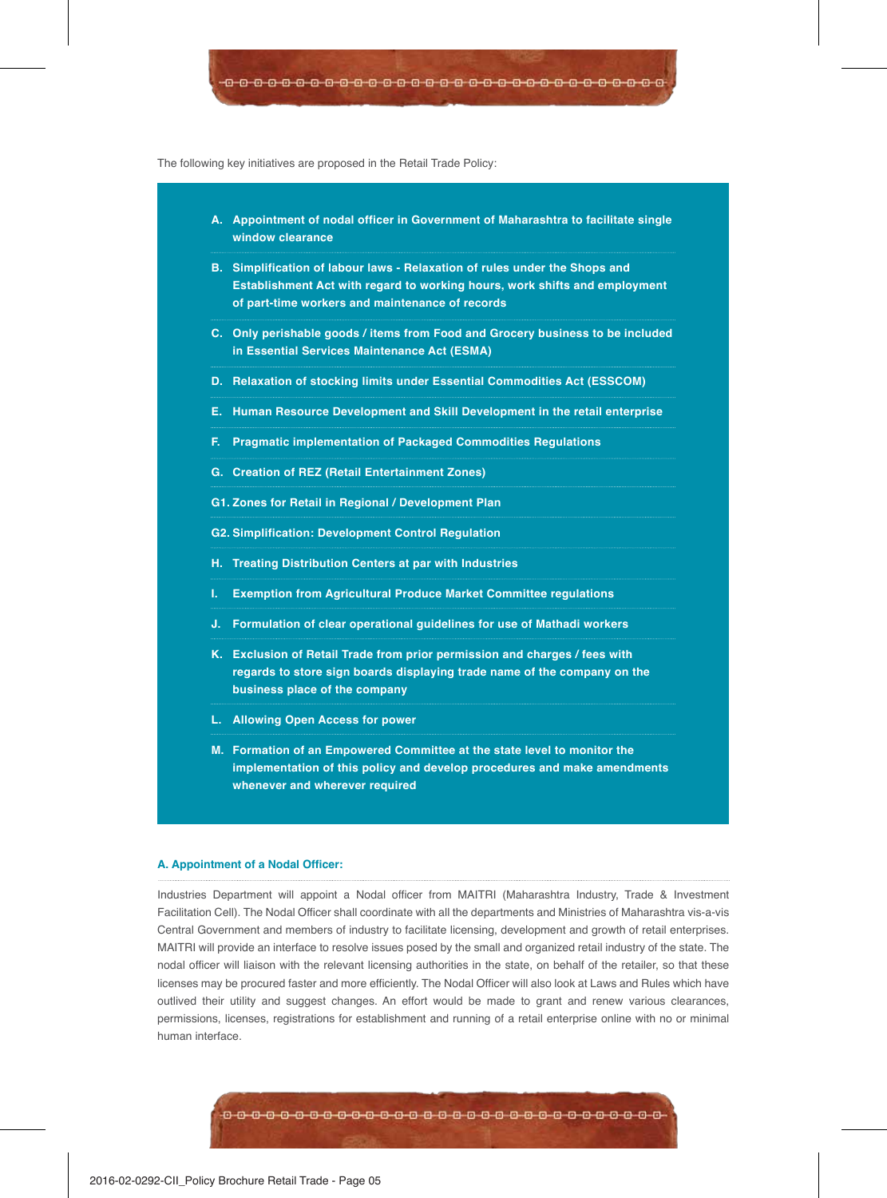The following key initiatives are proposed in the Retail Trade Policy:

- **A. Appointment of nodal officer in Government of Maharashtra to facilitate single window clearance**
- **B. Simplification of labour laws - Relaxation of rules under the Shops and Establishment Act with regard to working hours, work shifts and employment of part-time workers and maintenance of records**
- **C. Only perishable goods / items from Food and Grocery business to be included in Essential Services Maintenance Act (ESMA)**
- **D. Relaxation of stocking limits under Essential Commodities Act (ESSCOM)**
- **E. Human Resource Development and Skill Development in the retail enterprise**
- **F. Pragmatic implementation of Packaged Commodities Regulations**
- **G. Creation of REZ (Retail Entertainment Zones)**
- **G1. Zones for Retail in Regional / Development Plan**
- **G2. Simplification: Development Control Regulation**
- **H. Treating Distribution Centers at par with Industries**
- **I. Exemption from Agricultural Produce Market Committee regulations**
- **J. Formulation of clear operational guidelines for use of Mathadi workers**
- **K. Exclusion of Retail Trade from prior permission and charges / fees with regards to store sign boards displaying trade name of the company on the business place of the company**
- **L. Allowing Open Access for power**
- **M. Formation of an Empowered Committee at the state level to monitor the implementation of this policy and develop procedures and make amendments whenever and wherever required**

### A. Appointment of a Nodal Officer:

Industries Department will appoint a Nodal officer from MAITRI (Maharashtra Industry, Trade & Investment Facilitation Cell). The Nodal Officer shall coordinate with all the departments and Ministries of Maharashtra vis-a-vis Central Government and members of industry to facilitate licensing, development and growth of retail enterprises. MAITRI will provide an interface to resolve issues posed by the small and organized retail industry of the state. The nodal officer will liaison with the relevant licensing authorities in the state, on behalf of the retailer, so that these licenses may be procured faster and more efficiently. The Nodal Officer will also look at Laws and Rules which have outlived their utility and suggest changes. An effort would be made to grant and renew various clearances, permissions, licenses, registrations for establishment and running of a retail enterprise online with no or minimal human interface.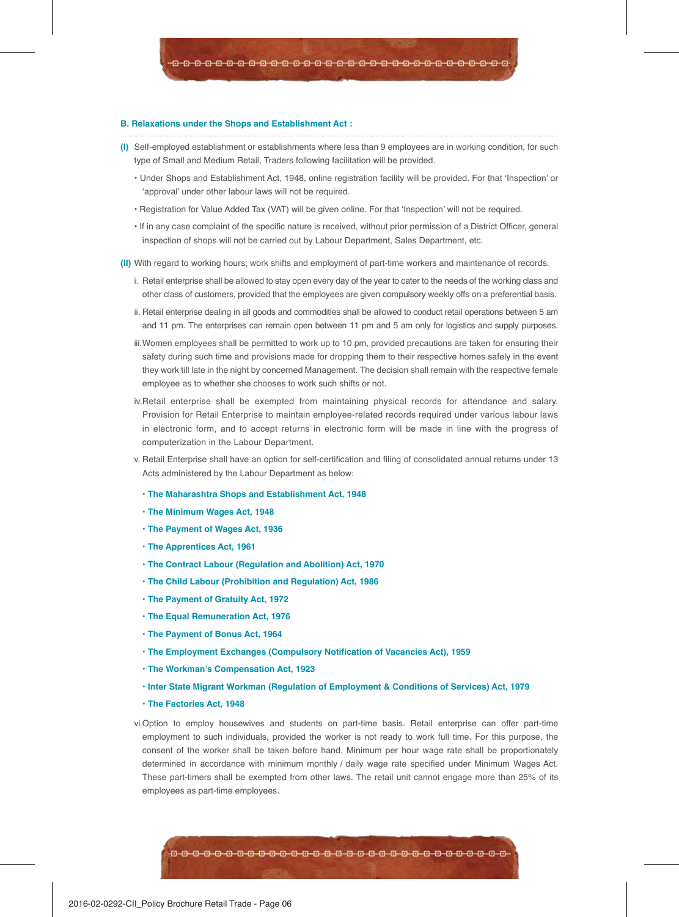### B. Relaxations under the Shops and Establishment Act :

**(I)** Self-employed establishment or establishments where less than 9 employees are in working condition, for such type of Small and Medium Retail, Traders following facilitation will be provided.

- Under Shops and Establishment Act, 1948, online registration facility will be provided. For that 'Inspection' or 'approval' under other labour laws will not be required.
- Registration for Value Added Tax (VAT) will be given online. For that 'Inspection' will not be required.
- If in any case complaint of the specific nature is received, without prior permission of a District Officer, general inspection of shops will not be carried out by Labour Department, Sales Department, etc.

**(II)** With regard to working hours, work shifts and employment of part-time workers and maintenance of records.

i. Retail enterprise shall be allowed to stay open every day of the year to cater to the needs of the working class and other class of customers, provided that the employees are given compulsory weekly offs on a preferential basis.

ii. Retail enterprise dealing in all goods and commodities shall be allowed to conduct retail operations between 5 am and 11 pm. The enterprises can remain open between 11 pm and 5 am only for logistics and supply purposes.

iii. Women employees shall be permitted to work up to 10 pm, provided precautions are taken for ensuring their safety during such time and provisions made for dropping them to their respective homes safely in the event they work till late in the night by concerned Management. The decision shall remain with the respective female employee as to whether she chooses to work such shifts or not.

iv. Retail enterprise shall be exempted from maintaining physical records for attendance and salary. Provision for Retail Enterprise to maintain employee-related records required under various labour laws in electronic form, and to accept returns in electronic form will be made in line with the progress of computerization in the Labour Department.

v. Retail Enterprise shall have an option for self-certification and filing of consolidated annual returns under 13 Acts administered by the Labour Department as below:

- **The Maharashtra Shops and Establishment Act, 1948**
- **The Minimum Wages Act, 1948**
- **The Payment of Wages Act, 1936**
- **The Apprentices Act, 1961**
- **The Contract Labour (Regulation and Abolition) Act, 1970**
- **The Child Labour (Prohibition and Regulation) Act, 1986**
- **The Payment of Gratuity Act, 1972**
- **The Equal Remuneration Act, 1976**
- **The Payment of Bonus Act, 1964**
- **The Employment Exchanges (Compulsory Notification of Vacancies Act), 1959**
- **The Workman's Compensation Act, 1923**
- **Inter State Migrant Workman (Regulation of Employment & Conditions of Services) Act, 1979**
- **The Factories Act, 1948**

vi. Option to employ housewives and students on part-time basis. Retail enterprise can offer part-time employment to such individuals, provided the worker is not ready to work full time. For this purpose, the consent of the worker shall be taken before hand. Minimum per hour wage rate shall be proportionately determined in accordance with minimum monthly / daily wage rate specified under Minimum Wages Act. These part-timers shall be exempted from other laws. The retail unit cannot engage more than 25% of its employees as part-time employees.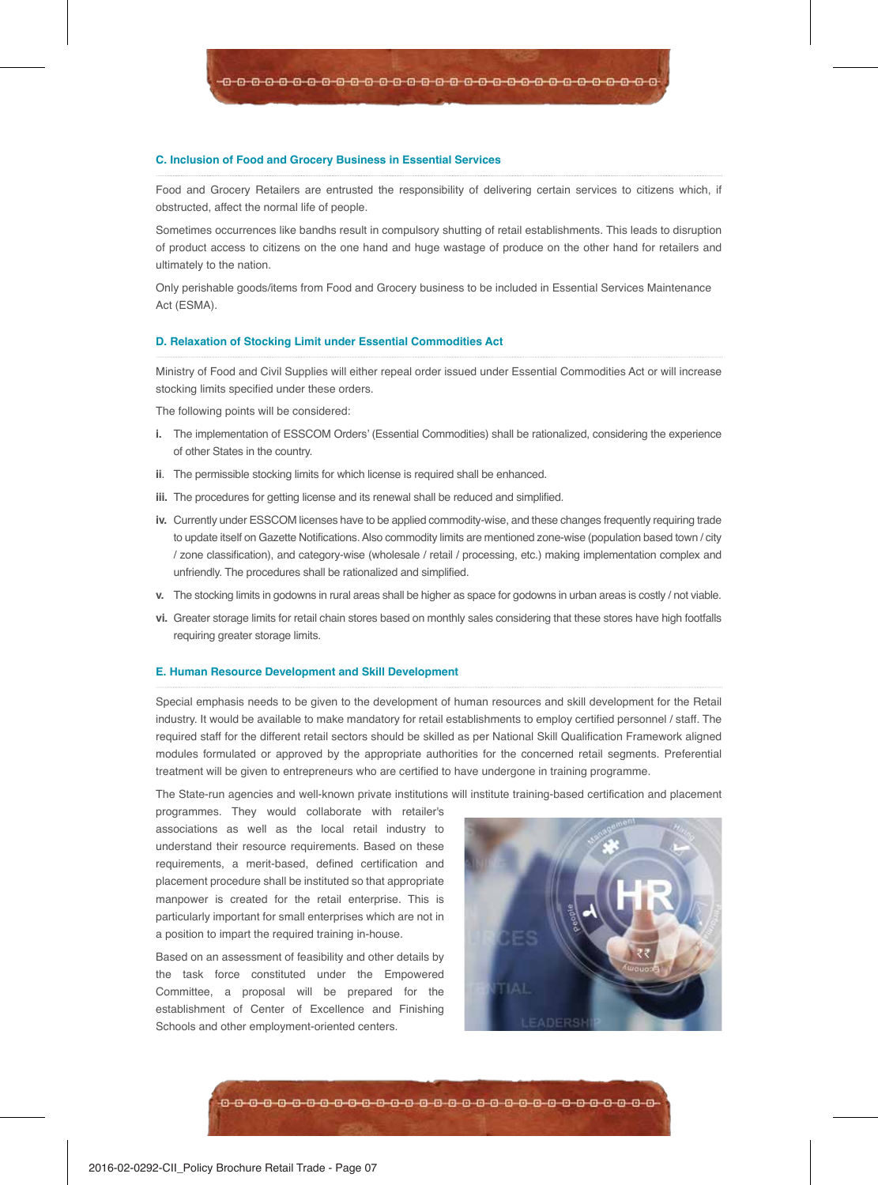### C. Inclusion of Food and Grocery Business in Essential Services

Food and Grocery Retailers are entrusted the responsibility of delivering certain services to citizens which, if obstructed, affect the normal life of people.

Sometimes occurrences like bandhs result in compulsory shutting of retail establishments. This leads to disruption of product access to citizens on the one hand and huge wastage of produce on the other hand for retailers and ultimately to the nation.

Only perishable goods/items from Food and Grocery business to be included in Essential Services Maintenance Act (ESMA).

### D. Relaxation of Stocking Limit under Essential Commodities Act

Ministry of Food and Civil Supplies will either repeal order issued under Essential Commodities Act or will increase stocking limits specified under these orders.

The following points will be considered:

- **i.** The implementation of ESSCOM Orders' (Essential Commodities) shall be rationalized, considering the experience of other States in the country.
- **ii**. The permissible stocking limits for which license is required shall be enhanced.
- **iii.** The procedures for getting license and its renewal shall be reduced and simplified.
- **iv.** Currently under ESSCOM licenses have to be applied commodity-wise, and these changes frequently requiring trade to update itself on Gazette Notifications. Also commodity limits are mentioned zone-wise (population based town / city / zone classification), and category-wise (wholesale / retail / processing, etc.) making implementation complex and unfriendly. The procedures shall be rationalized and simplified.
- **v.** The stocking limits in godowns in rural areas shall be higher as space for godowns in urban areas is costly / not viable.
- **vi.** Greater storage limits for retail chain stores based on monthly sales considering that these stores have high footfalls requiring greater storage limits.

### E. Human Resource Development and Skill Development

Special emphasis needs to be given to the development of human resources and skill development for the Retail industry. It would be available to make mandatory for retail establishments to employ certified personnel / staff. The required staff for the different retail sectors should be skilled as per National Skill Qualification Framework aligned modules formulated or approved by the appropriate authorities for the concerned retail segments. Preferential treatment will be given to entrepreneurs who are certified to have undergone in training programme.

The State-run agencies and well-known private institutions will institute training-based certification and placement programmes. They would collaborate with retailer's associations as well as the local retail industry to understand their resource requirements. Based on these requirements, a merit-based, defined certification and placement procedure shall be instituted so that appropriate manpower is created for the retail enterprise. This is particularly important for small enterprises which are not in a position to impart the required training in-house.

Based on an assessment of feasibility and other details by the task force constituted under the Empowered Committee, a proposal will be prepared for the establishment of Center of Excellence and Finishing Schools and other employment-oriented centers.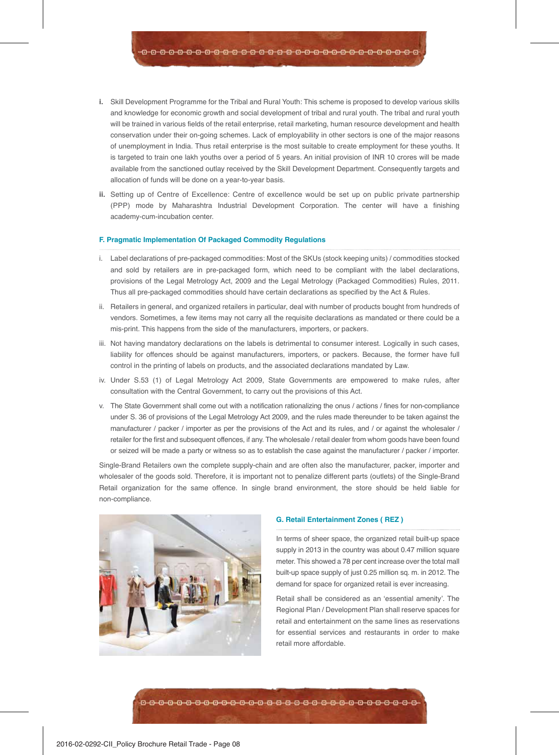i. Skill Development Programme for the Tribal and Rural Youth: This scheme is proposed to develop various skills and knowledge for economic growth and social development of tribal and rural youth. The tribal and rural youth will be trained in various fields of the retail enterprise, retail marketing, human resource development and health conservation under their on-going schemes. Lack of employability in other sectors is one of the major reasons of unemployment in India. Thus retail enterprise is the most suitable to create employment for these youths. It is targeted to train one lakh youths over a period of 5 years. An initial provision of INR 10 crores will be made available from the sanctioned outlay received by the Skill Development Department. Consequently targets and allocation of funds will be done on a year-to-year basis.

ii. Setting up of Centre of Excellence: Centre of excellence would be set up on public private partnership (PPP) mode by Maharashtra Industrial Development Corporation. The center will have a finishing academy-cum-incubation center.

### F. Pragmatic Implementation Of Packaged Commodity Regulations

i. Label declarations of pre-packaged commodities: Most of the SKUs (stock keeping units) / commodities stocked and sold by retailers are in pre-packaged form, which need to be compliant with the label declarations, provisions of the Legal Metrology Act, 2009 and the Legal Metrology (Packaged Commodities) Rules, 2011. Thus all pre-packaged commodities should have certain declarations as specified by the Act & Rules.

ii. Retailers in general, and organized retailers in particular, deal with number of products bought from hundreds of vendors. Sometimes, a few items may not carry all the requisite declarations as mandated or there could be a mis-print. This happens from the side of the manufacturers, importers, or packers.

iii. Not having mandatory declarations on the labels is detrimental to consumer interest. Logically in such cases, liability for offences should be against manufacturers, importers, or packers. Because, the former have full control in the printing of labels on products, and the associated declarations mandated by Law.

iv. Under S.53 (1) of Legal Metrology Act 2009, State Governments are empowered to make rules, after consultation with the Central Government, to carry out the provisions of this Act.

v. The State Government shall come out with a notification rationalizing the onus / actions / fines for non-compliance under S. 36 of provisions of the Legal Metrology Act 2009, and the rules made thereunder to be taken against the manufacturer / packer / importer as per the provisions of the Act and its rules, and / or against the wholesaler / retailer for the first and subsequent offences, if any. The wholesale / retail dealer from whom goods have been found or seized will be made a party or witness so as to establish the case against the manufacturer / packer / importer.

Single-Brand Retailers own the complete supply-chain and are often also the manufacturer, packer, importer and wholesaler of the goods sold. Therefore, it is important not to penalize different parts (outlets) of the Single-Brand Retail organization for the same offence. In single brand environment, the store should be held liable for non-compliance.

### G. Retail Entertainment Zones ( REZ )

In terms of sheer space, the organized retail built-up space supply in 2013 in the country was about 0.47 million square meter. This showed a 78 per cent increase over the total mall built-up space supply of just 0.25 million sq. m. in 2012. The demand for space for organized retail is ever increasing.

Retail shall be considered as an 'essential amenity'. The Regional Plan / Development Plan shall reserve spaces for retail and entertainment on the same lines as reservations for essential services and restaurants in order to make retail more affordable.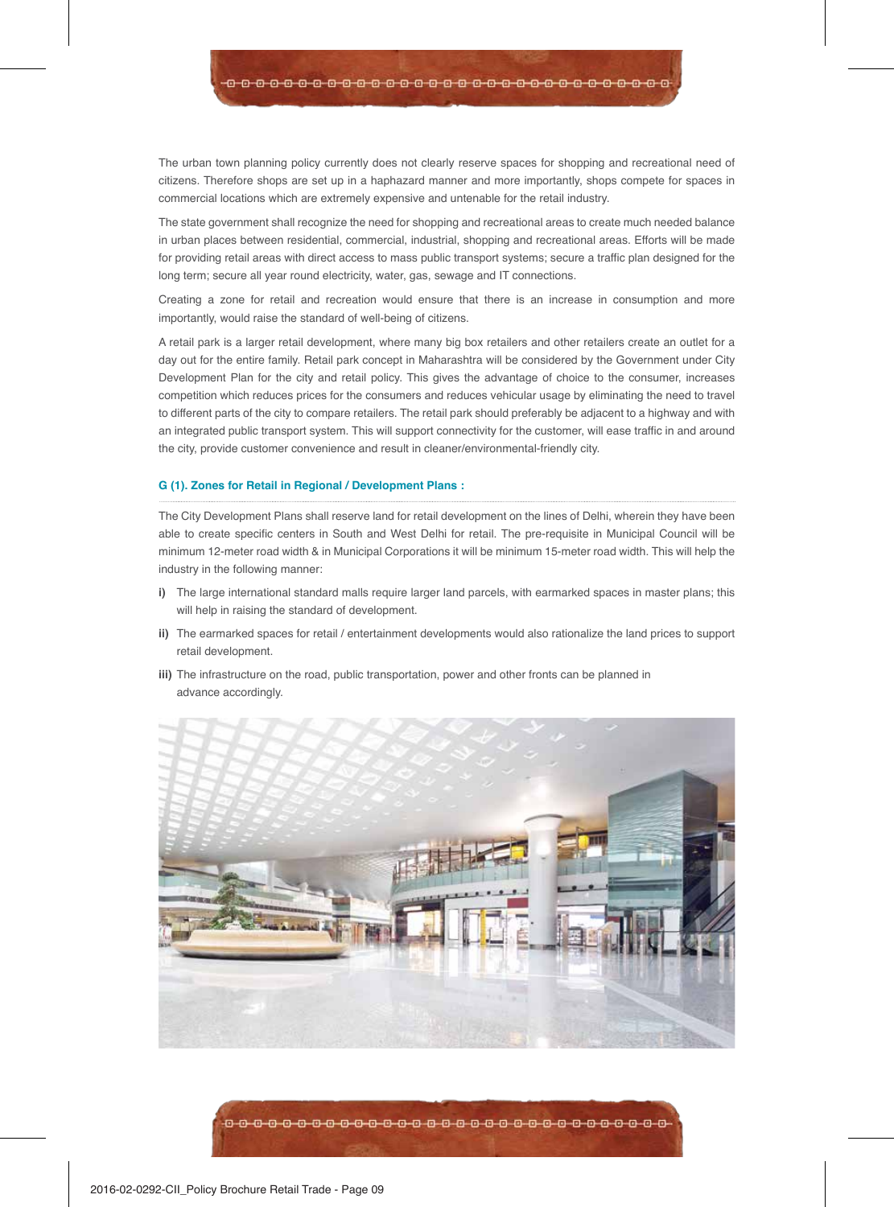The urban town planning policy currently does not clearly reserve spaces for shopping and recreational need of citizens. Therefore shops are set up in a haphazard manner and more importantly, shops compete for spaces in commercial locations which are extremely expensive and untenable for the retail industry.

The state government shall recognize the need for shopping and recreational areas to create much needed balance in urban places between residential, commercial, industrial, shopping and recreational areas. Efforts will be made for providing retail areas with direct access to mass public transport systems; secure a traffic plan designed for the long term; secure all year round electricity, water, gas, sewage and IT connections.

Creating a zone for retail and recreation would ensure that there is an increase in consumption and more importantly, would raise the standard of well-being of citizens.

A retail park is a larger retail development, where many big box retailers and other retailers create an outlet for a day out for the entire family. Retail park concept in Maharashtra will be considered by the Government under City Development Plan for the city and retail policy. This gives the advantage of choice to the consumer, increases competition which reduces prices for the consumers and reduces vehicular usage by eliminating the need to travel to different parts of the city to compare retailers. The retail park should preferably be adjacent to a highway and with an integrated public transport system. This will support connectivity for the customer, will ease traffic in and around the city, provide customer convenience and result in cleaner/environmental-friendly city.

### G (1). Zones for Retail in Regional / Development Plans :

The City Development Plans shall reserve land for retail development on the lines of Delhi, wherein they have been able to create specific centers in South and West Delhi for retail. The pre-requisite in Municipal Council will be minimum 12-meter road width & in Municipal Corporations it will be minimum 15-meter road width. This will help the industry in the following manner:

**i)** The large international standard malls require larger land parcels, with earmarked spaces in master plans; this will help in raising the standard of development.

**ii)** The earmarked spaces for retail / entertainment developments would also rationalize the land prices to support retail development.

**iii)** The infrastructure on the road, public transportation, power and other fronts can be planned in advance accordingly.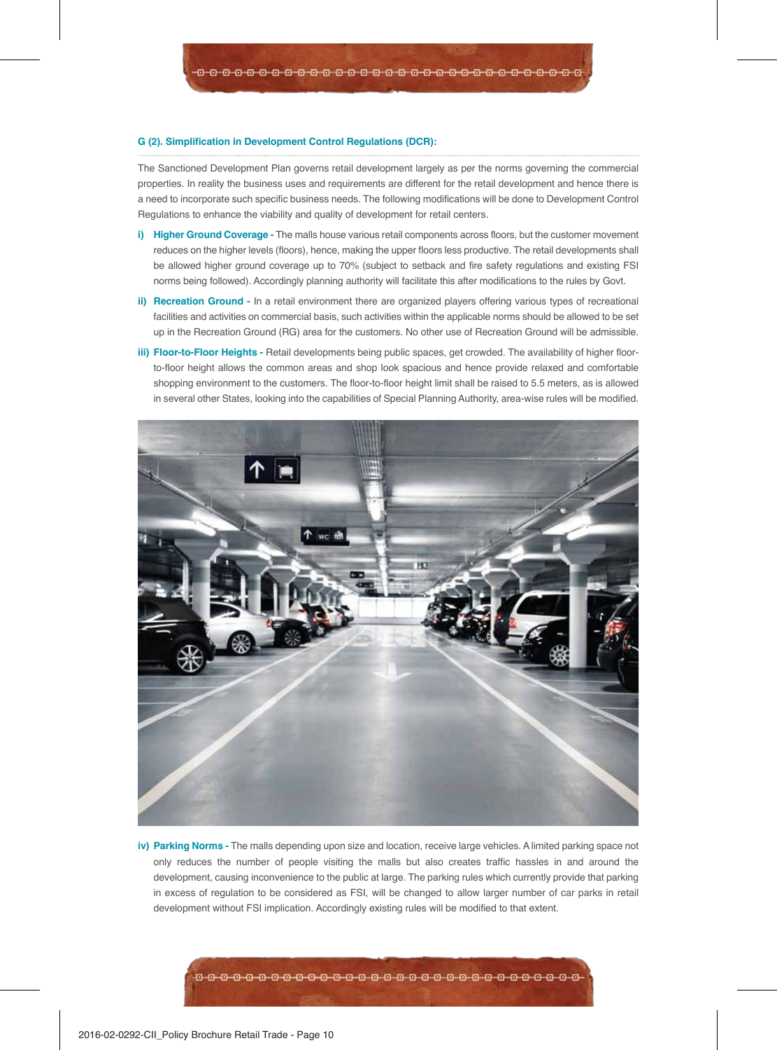### G (2). Simplification in Development Control Regulations (DCR):

The Sanctioned Development Plan governs retail development largely as per the norms governing the commercial properties. In reality the business uses and requirements are different for the retail development and hence there is a need to incorporate such specific business needs. The following modifications will be done to Development Control Regulations to enhance the viability and quality of development for retail centers.

i) **Higher Ground Coverage -** The malls house various retail components across floors, but the customer movement reduces on the higher levels (floors), hence, making the upper floors less productive. The retail developments shall be allowed higher ground coverage up to 70% (subject to setback and fire safety regulations and existing FSI norms being followed). Accordingly planning authority will facilitate this after modifications to the rules by Govt.

ii) **Recreation Ground -** In a retail environment there are organized players offering various types of recreational facilities and activities on commercial basis, such activities within the applicable norms should be allowed to be set up in the Recreation Ground (RG) area for the customers. No other use of Recreation Ground will be admissible.

iii) **Floor-to-Floor Heights -** Retail developments being public spaces, get crowded. The availability of higher floor-to-floor height allows the common areas and shop look spacious and hence provide relaxed and comfortable shopping environment to the customers. The floor-to-floor height limit shall be raised to 5.5 meters, as is allowed in several other States, looking into the capabilities of Special Planning Authority, area-wise rules will be modified.

iv) **Parking Norms -** The malls depending upon size and location, receive large vehicles. A limited parking space not only reduces the number of people visiting the malls but also creates traffic hassles in and around the development, causing inconvenience to the public at large. The parking rules which currently provide that parking in excess of regulation to be considered as FSI, will be changed to allow larger number of car parks in retail development without FSI implication. Accordingly existing rules will be modified to that extent.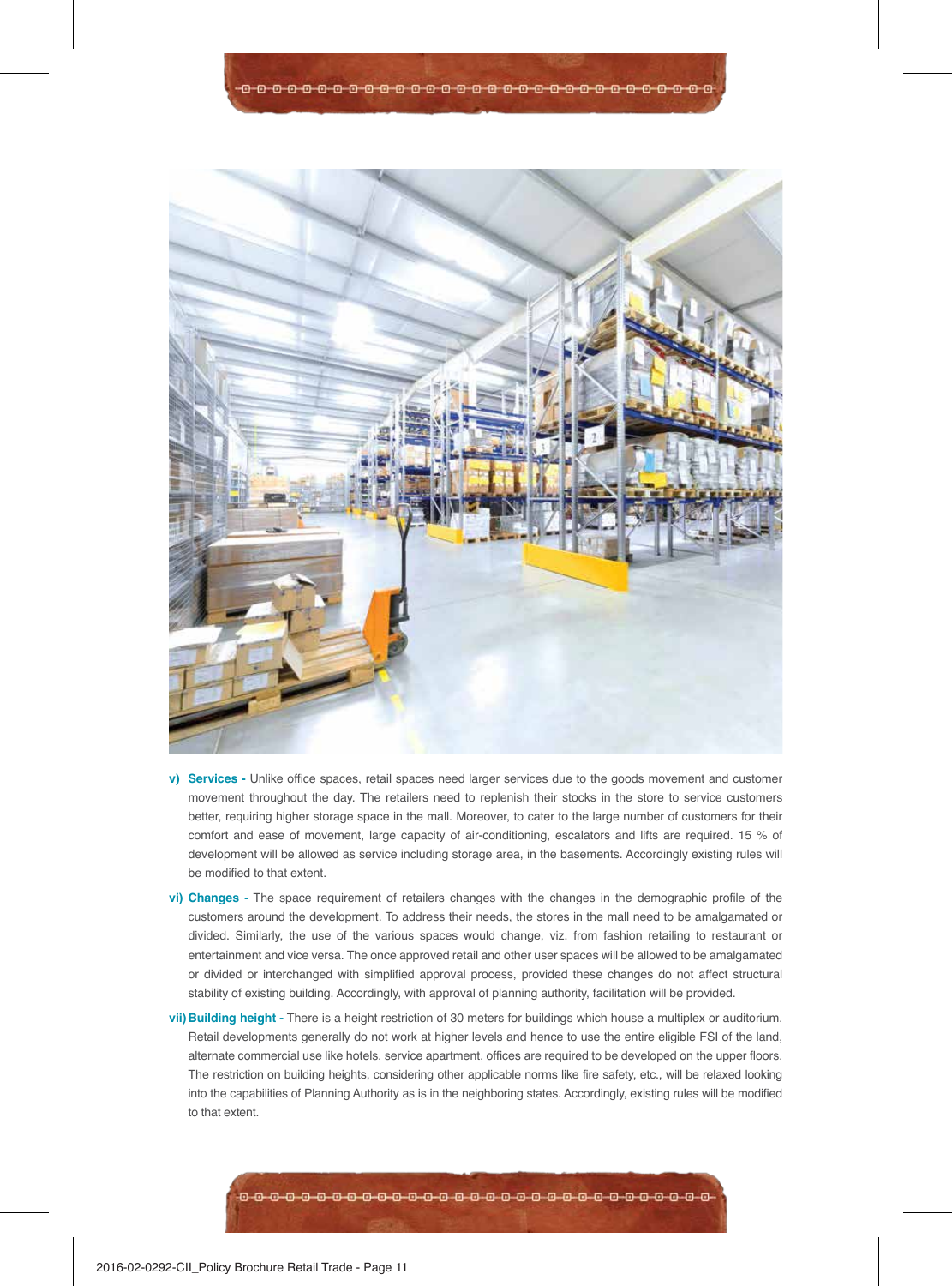- **v) Services -** Unlike office spaces, retail spaces need larger services due to the goods movement and customer movement throughout the day. The retailers need to replenish their stocks in the store to service customers better, requiring higher storage space in the mall. Moreover, to cater to the large number of customers for their comfort and ease of movement, large capacity of air-conditioning, escalators and lifts are required. 15 % of development will be allowed as service including storage area, in the basements. Accordingly existing rules will be modified to that extent.
- **vi) Changes -** The space requirement of retailers changes with the changes in the demographic profile of the customers around the development. To address their needs, the stores in the mall need to be amalgamated or divided. Similarly, the use of the various spaces would change, viz. from fashion retailing to restaurant or entertainment and vice versa. The once approved retail and other user spaces will be allowed to be amalgamated or divided or interchanged with simplified approval process, provided these changes do not affect structural stability of existing building. Accordingly, with approval of planning authority, facilitation will be provided.
- **vii) Building height -** There is a height restriction of 30 meters for buildings which house a multiplex or auditorium. Retail developments generally do not work at higher levels and hence to use the entire eligible FSI of the land, alternate commercial use like hotels, service apartment, offices are required to be developed on the upper floors. The restriction on building heights, considering other applicable norms like fire safety, etc., will be relaxed looking into the capabilities of Planning Authority as is in the neighboring states. Accordingly, existing rules will be modified to that extent.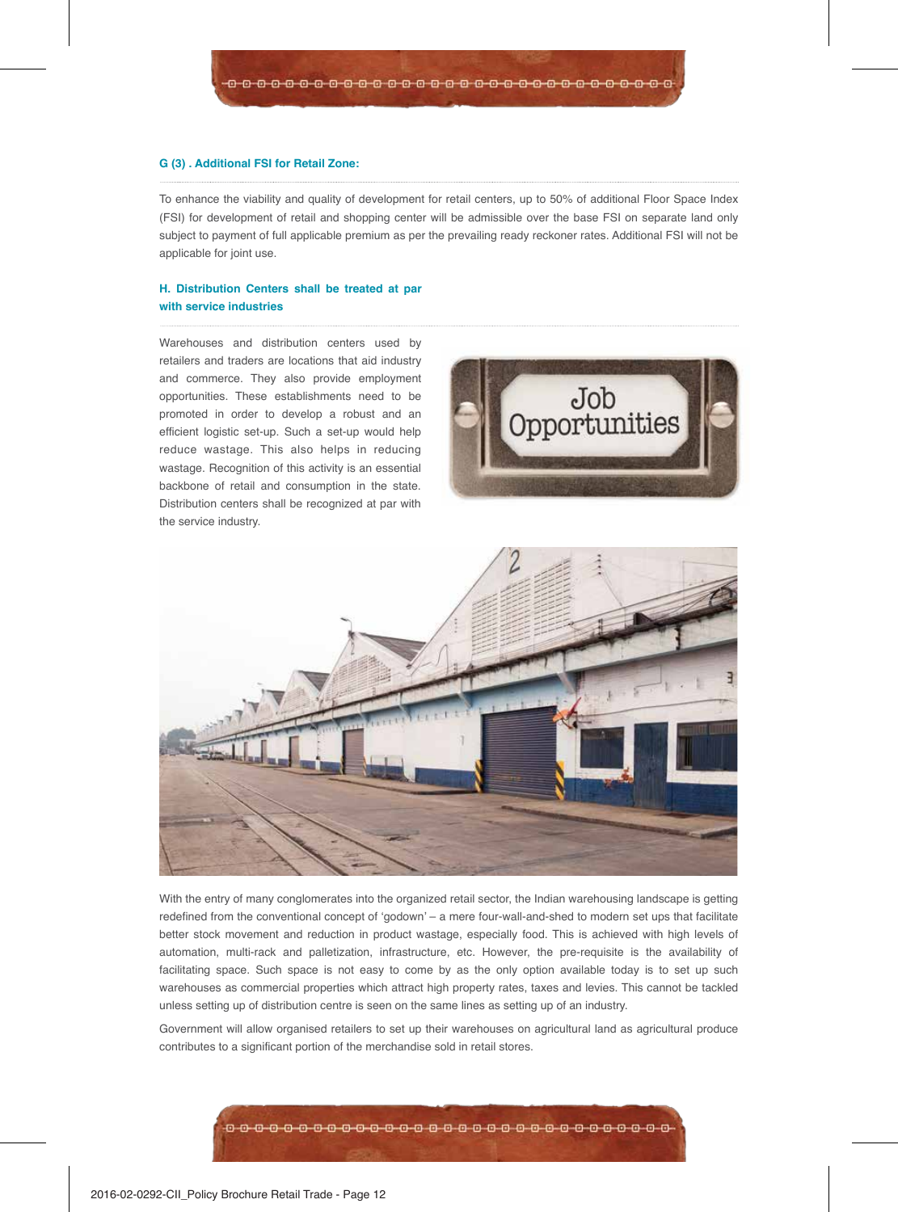### G (3) . Additional FSI for Retail Zone:

To enhance the viability and quality of development for retail centers, up to 50% of additional Floor Space Index (FSI) for development of retail and shopping center will be admissible over the base FSI on separate land only subject to payment of full applicable premium as per the prevailing ready reckoner rates. Additional FSI will not be applicable for joint use.

### H. Distribution Centers shall be treated at par with service industries

Warehouses and distribution centers used by retailers and traders are locations that aid industry and commerce. They also provide employment opportunities. These establishments need to be promoted in order to develop a robust and an efficient logistic set-up. Such a set-up would help reduce wastage. This also helps in reducing wastage. Recognition of this activity is an essential backbone of retail and consumption in the state. Distribution centers shall be recognized at par with the service industry.

With the entry of many conglomerates into the organized retail sector, the Indian warehousing landscape is getting redefined from the conventional concept of 'godown' – a mere four-wall-and-shed to modern set ups that facilitate better stock movement and reduction in product wastage, especially food. This is achieved with high levels of automation, multi-rack and palletization, infrastructure, etc. However, the pre-requisite is the availability of facilitating space. Such space is not easy to come by as the only option available today is to set up such warehouses as commercial properties which attract high property rates, taxes and levies. This cannot be tackled unless setting up of distribution centre is seen on the same lines as setting up of an industry.

Government will allow organised retailers to set up their warehouses on agricultural land as agricultural produce contributes to a significant portion of the merchandise sold in retail stores.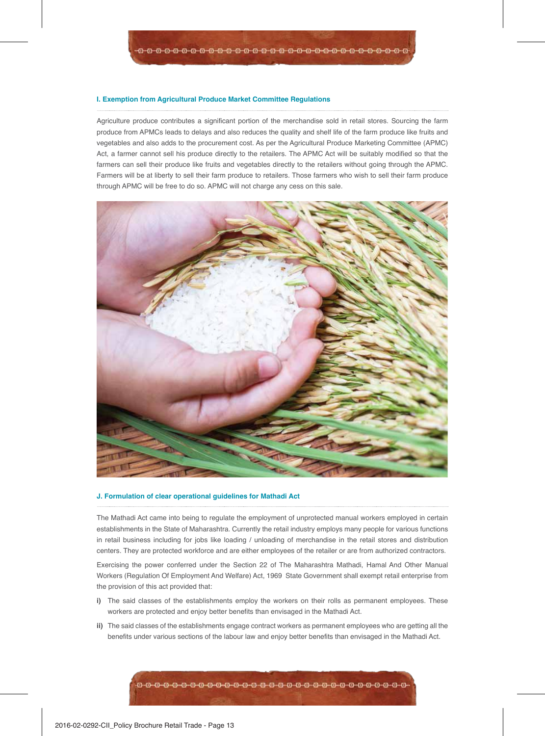### I. Exemption from Agricultural Produce Market Committee Regulations

Agriculture produce contributes a significant portion of the merchandise sold in retail stores. Sourcing the farm produce from APMCs leads to delays and also reduces the quality and shelf life of the farm produce like fruits and vegetables and also adds to the procurement cost. As per the Agricultural Produce Marketing Committee (APMC) Act, a farmer cannot sell his produce directly to the retailers. The APMC Act will be suitably modified so that the farmers can sell their produce like fruits and vegetables directly to the retailers without going through the APMC. Farmers will be at liberty to sell their farm produce to retailers. Those farmers who wish to sell their farm produce through APMC will be free to do so. APMC will not charge any cess on this sale.

### J. Formulation of clear operational guidelines for Mathadi Act

The Mathadi Act came into being to regulate the employment of unprotected manual workers employed in certain establishments in the State of Maharashtra. Currently the retail industry employs many people for various functions in retail business including for jobs like loading / unloading of merchandise in the retail stores and distribution centers. They are protected workforce and are either employees of the retailer or are from authorized contractors.

Exercising the power conferred under the Section 22 of The Maharashtra Mathadi, Hamal And Other Manual Workers (Regulation Of Employment And Welfare) Act, 1969 State Government shall exempt retail enterprise from the provision of this act provided that:

- **i)** The said classes of the establishments employ the workers on their rolls as permanent employees. These workers are protected and enjoy better benefits than envisaged in the Mathadi Act.
- **ii)** The said classes of the establishments engage contract workers as permanent employees who are getting all the benefits under various sections of the labour law and enjoy better benefits than envisaged in the Mathadi Act.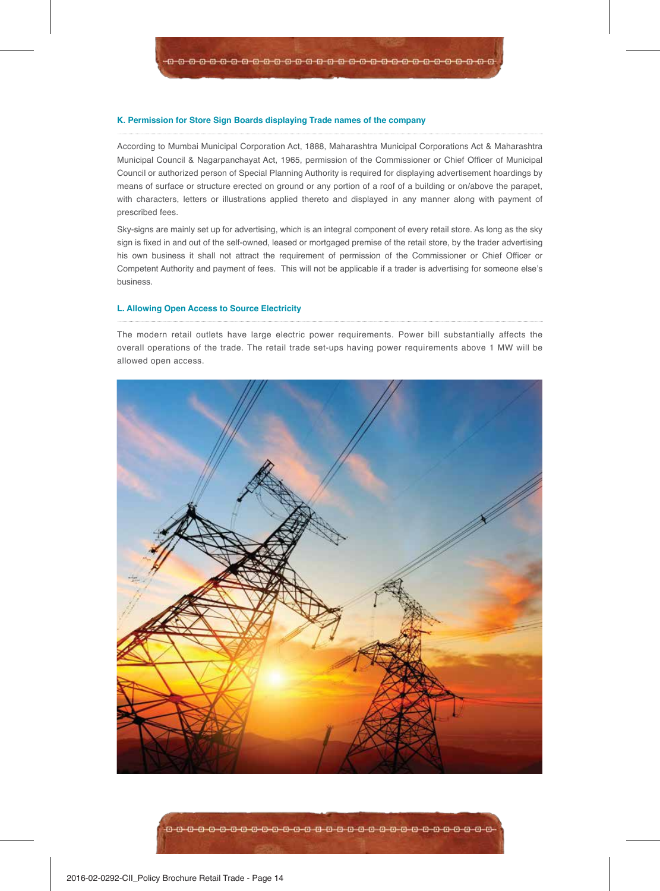### K. Permission for Store Sign Boards displaying Trade names of the company

According to Mumbai Municipal Corporation Act, 1888, Maharashtra Municipal Corporations Act & Maharashtra Municipal Council & Nagarpanchayat Act, 1965, permission of the Commissioner or Chief Officer of Municipal Council or authorized person of Special Planning Authority is required for displaying advertisement hoardings by means of surface or structure erected on ground or any portion of a roof of a building or on/above the parapet, with characters, letters or illustrations applied thereto and displayed in any manner along with payment of prescribed fees.

Sky-signs are mainly set up for advertising, which is an integral component of every retail store. As long as the sky sign is fixed in and out of the self-owned, leased or mortgaged premise of the retail store, by the trader advertising his own business it shall not attract the requirement of permission of the Commissioner or Chief Officer or Competent Authority and payment of fees. This will not be applicable if a trader is advertising for someone else's business.

### L. Allowing Open Access to Source Electricity

The modern retail outlets have large electric power requirements. Power bill substantially affects the overall operations of the trade. The retail trade set-ups having power requirements above 1 MW will be allowed open access.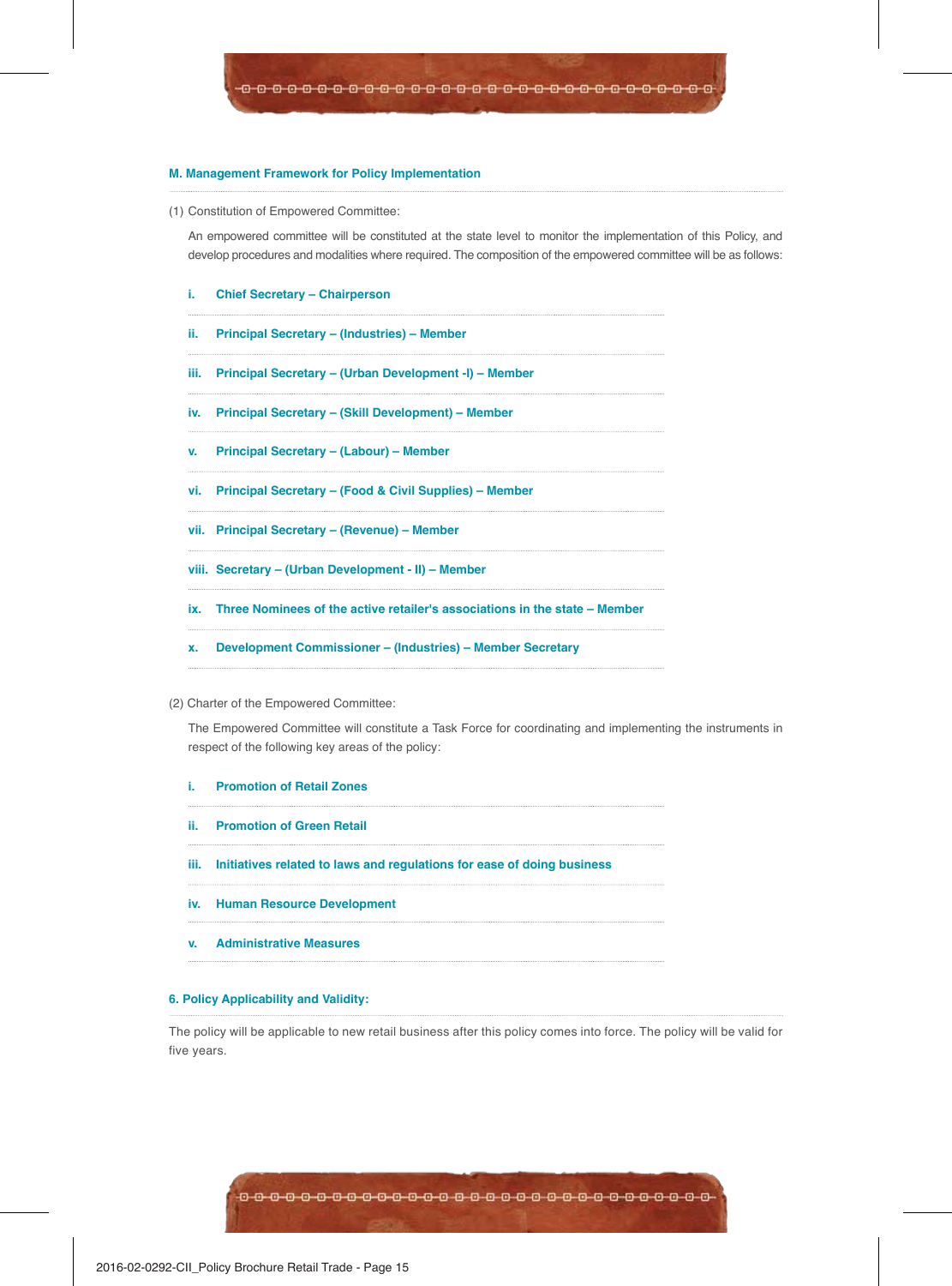### M. Management Framework for Policy Implementation

(1) Constitution of Empowered Committee:

An empowered committee will be constituted at the state level to monitor the implementation of this Policy, and develop procedures and modalities where required. The composition of the empowered committee will be as follows:

- **i. Chief Secretary – Chairperson**
- **ii. Principal Secretary – (Industries) – Member**
- **iii. Principal Secretary – (Urban Development -I) – Member**
- **iv. Principal Secretary – (Skill Development) – Member**
- **v. Principal Secretary – (Labour) – Member**
- **vi. Principal Secretary – (Food & Civil Supplies) – Member**
- **vii. Principal Secretary – (Revenue) – Member**
- **viii. Secretary – (Urban Development - II) – Member**
- **ix. Three Nominees of the active retailer's associations in the state – Member**
- **x. Development Commissioner – (Industries) – Member Secretary**

(2) Charter of the Empowered Committee:

The Empowered Committee will constitute a Task Force for coordinating and implementing the instruments in respect of the following key areas of the policy:

- **i. Promotion of Retail Zones**
- **ii. Promotion of Green Retail**
- **iii. Initiatives related to laws and regulations for ease of doing business**
- **iv. Human Resource Development**
- **v. Administrative Measures**

### 6. Policy Applicability and Validity:

The policy will be applicable to new retail business after this policy comes into force. The policy will be valid for five years.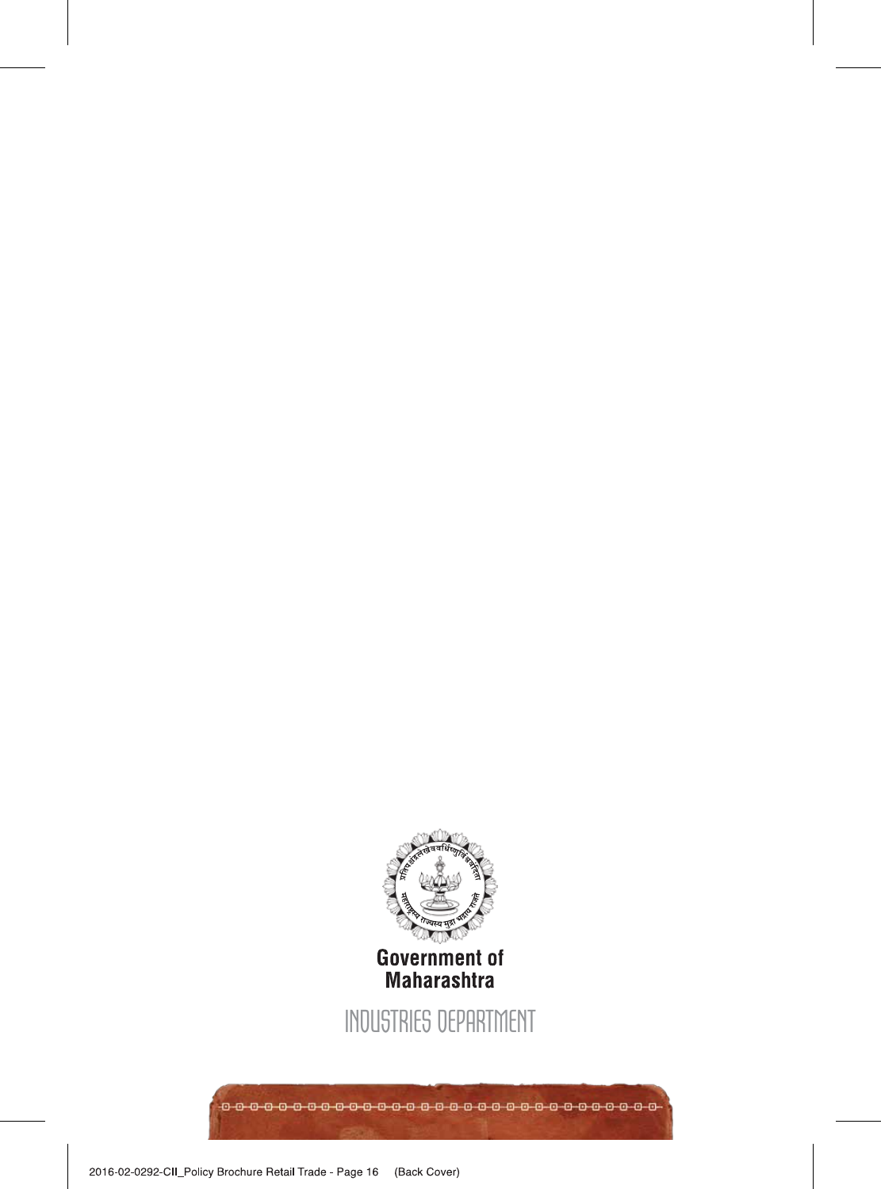Government of Maharashtra

INDUSTRIES DEPARTMENT